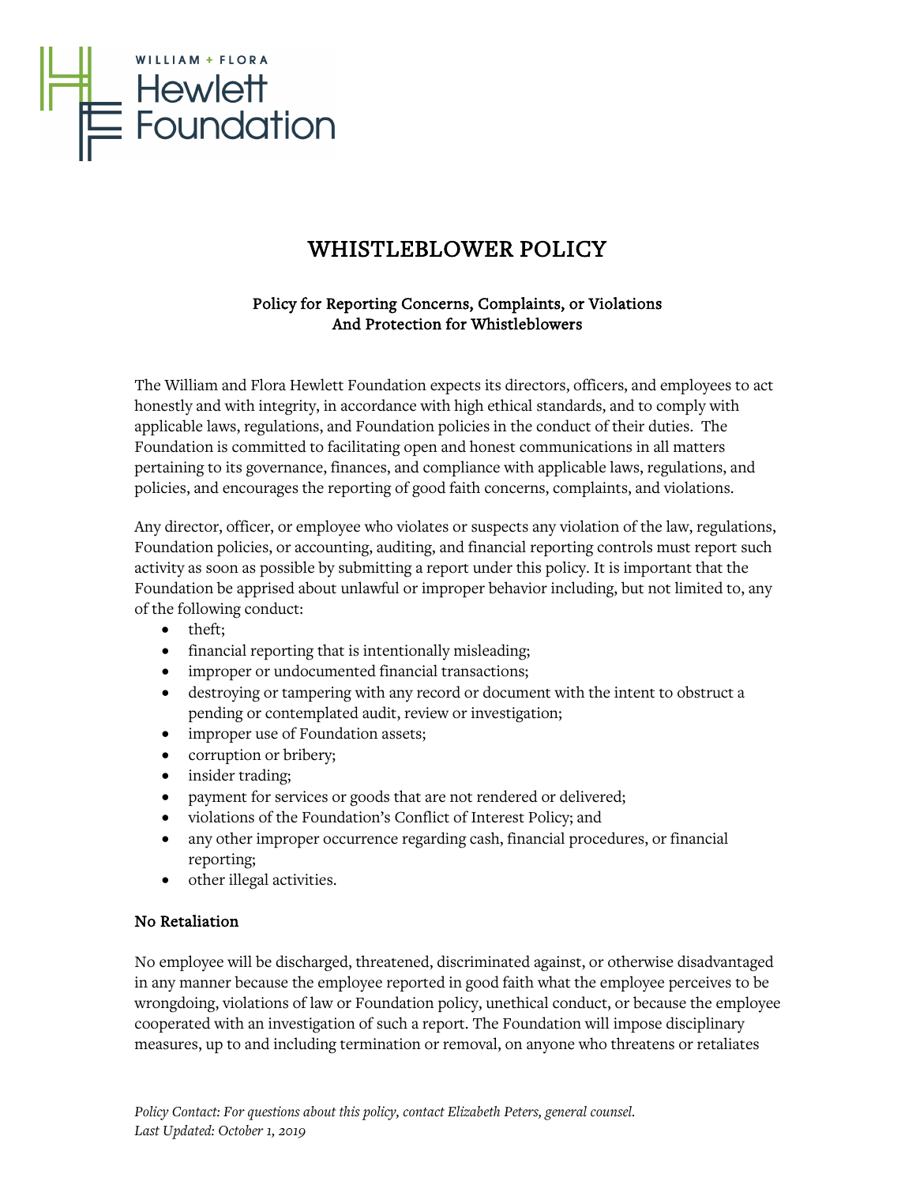# WHISTLEBLOWER POLICY

## Policy for Reporting Concerns, Complaints, or Violations And Protection for Whistleblowers

The William and Flora Hewlett Foundation expects its directors, officers, and employees to act honestly and with integrity, in accordance with high ethical standards, and to comply with applicable laws, regulations, and Foundation policies in the conduct of their duties. The Foundation is committed to facilitating open and honest communications in all matters pertaining to its governance, finances, and compliance with applicable laws, regulations, and policies, and encourages the reporting of good faith concerns, complaints, and violations.

Any director, officer, or employee who violates or suspects any violation of the law, regulations, Foundation policies, or accounting, auditing, and financial reporting controls must report such activity as soon as possible by submitting a report under this policy. It is important that the Foundation be apprised about unlawful or improper behavior including, but not limited to, any of the following conduct:

- theft;
- financial reporting that is intentionally misleading;
- improper or undocumented financial transactions;
- destroying or tampering with any record or document with the intent to obstruct a pending or contemplated audit, review or investigation;
- improper use of Foundation assets;
- corruption or bribery;
- insider trading;
- payment for services or goods that are not rendered or delivered;
- violations of the Foundation's Conflict of Interest Policy; and
- any other improper occurrence regarding cash, financial procedures, or financial reporting;
- other illegal activities.

### No Retaliation

No employee will be discharged, threatened, discriminated against, or otherwise disadvantaged in any manner because the employee reported in good faith what the employee perceives to be wrongdoing, violations of law or Foundation policy, unethical conduct, or because the employee cooperated with an investigation of such a report. The Foundation will impose disciplinary measures, up to and including termination or removal, on anyone who threatens or retaliates

*Policy Contact: For questions about this policy, contact Elizabeth Peters, general counsel.*
*Last Updated: October 1, 2019*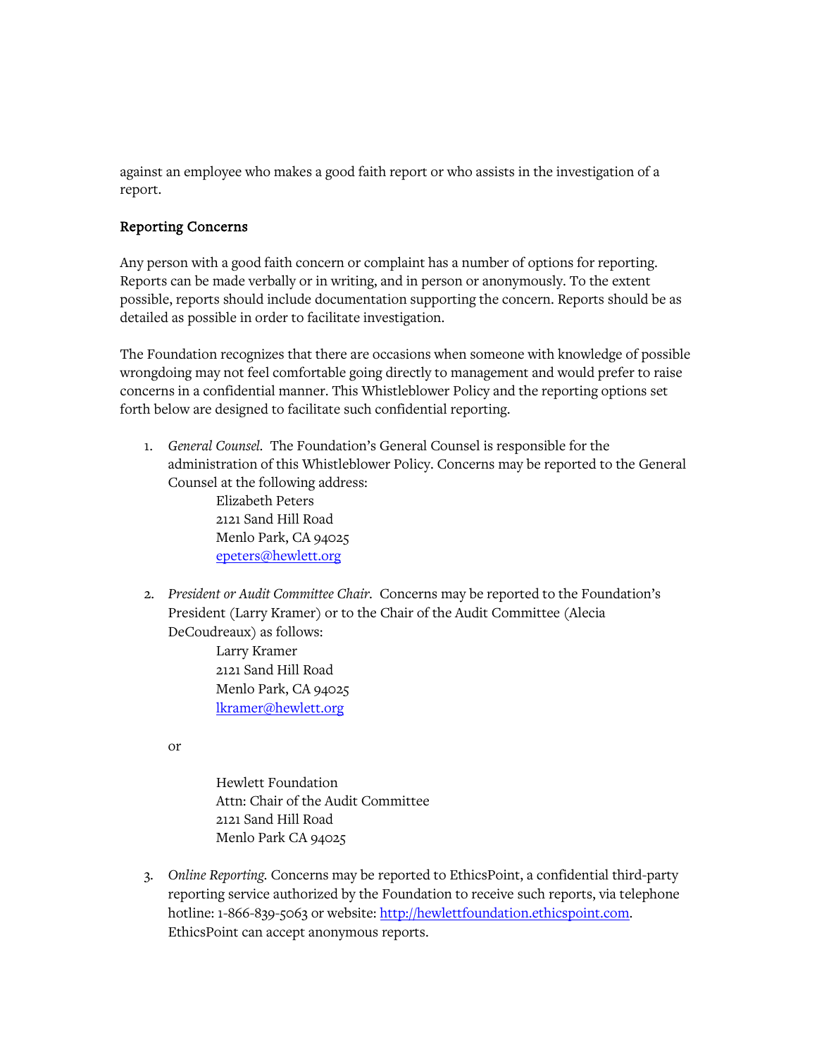against an employee who makes a good faith report or who assists in the investigation of a report.

## Reporting Concerns

Any person with a good faith concern or complaint has a number of options for reporting. Reports can be made verbally or in writing, and in person or anonymously. To the extent possible, reports should include documentation supporting the concern. Reports should be as detailed as possible in order to facilitate investigation.

The Foundation recognizes that there are occasions when someone with knowledge of possible wrongdoing may not feel comfortable going directly to management and would prefer to raise concerns in a confidential manner. This Whistleblower Policy and the reporting options set forth below are designed to facilitate such confidential reporting.

1. *General Counsel.* The Foundation's General Counsel is responsible for the administration of this Whistleblower Policy. Concerns may be reported to the General Counsel at the following address:

   Elizabeth Peters
   2121 Sand Hill Road
   Menlo Park, CA 94025
   epeters@hewlett.org

2. *President or Audit Committee Chair.* Concerns may be reported to the Foundation's President (Larry Kramer) or to the Chair of the Audit Committee (Alecia DeCoudreaux) as follows:

   Larry Kramer
   2121 Sand Hill Road
   Menlo Park, CA 94025
   lkramer@hewlett.org

   or

   Hewlett Foundation
   Attn: Chair of the Audit Committee
   2121 Sand Hill Road
   Menlo Park CA 94025

3. *Online Reporting.* Concerns may be reported to EthicsPoint, a confidential third-party reporting service authorized by the Foundation to receive such reports, via telephone hotline: 1-866-839-5063 or website: http://hewlettfoundation.ethicspoint.com. EthicsPoint can accept anonymous reports.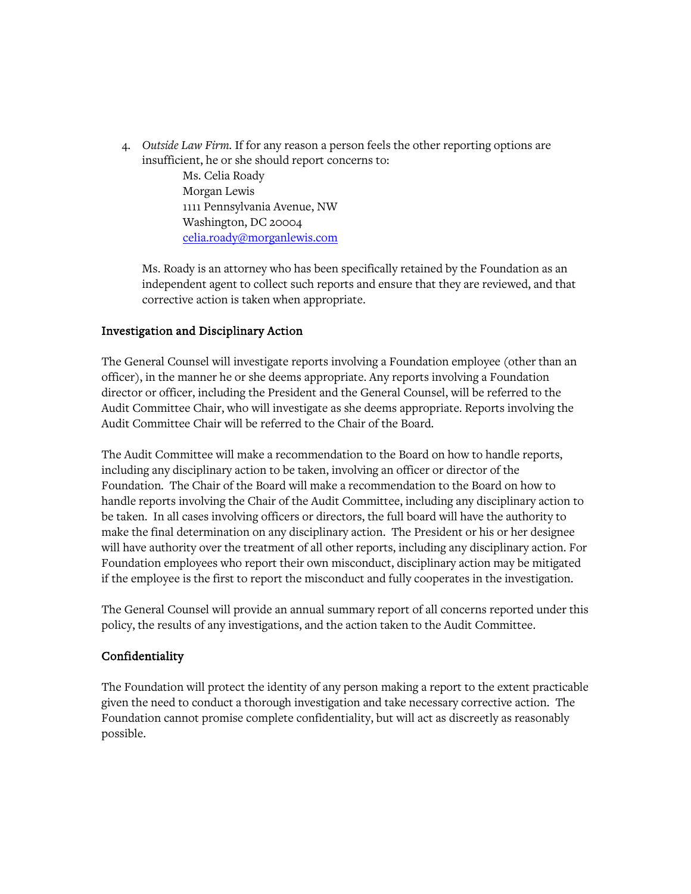4. *Outside Law Firm.* If for any reason a person feels the other reporting options are insufficient, he or she should report concerns to:

   Ms. Celia Roady
   Morgan Lewis
   1111 Pennsylvania Avenue, NW
   Washington, DC 20004
   celia.roady@morganlewis.com

   Ms. Roady is an attorney who has been specifically retained by the Foundation as an independent agent to collect such reports and ensure that they are reviewed, and that corrective action is taken when appropriate.

### Investigation and Disciplinary Action

The General Counsel will investigate reports involving a Foundation employee (other than an officer), in the manner he or she deems appropriate. Any reports involving a Foundation director or officer, including the President and the General Counsel, will be referred to the Audit Committee Chair, who will investigate as she deems appropriate. Reports involving the Audit Committee Chair will be referred to the Chair of the Board.

The Audit Committee will make a recommendation to the Board on how to handle reports, including any disciplinary action to be taken, involving an officer or director of the Foundation. The Chair of the Board will make a recommendation to the Board on how to handle reports involving the Chair of the Audit Committee, including any disciplinary action to be taken. In all cases involving officers or directors, the full board will have the authority to make the final determination on any disciplinary action. The President or his or her designee will have authority over the treatment of all other reports, including any disciplinary action. For Foundation employees who report their own misconduct, disciplinary action may be mitigated if the employee is the first to report the misconduct and fully cooperates in the investigation.

The General Counsel will provide an annual summary report of all concerns reported under this policy, the results of any investigations, and the action taken to the Audit Committee.

### Confidentiality

The Foundation will protect the identity of any person making a report to the extent practicable given the need to conduct a thorough investigation and take necessary corrective action. The Foundation cannot promise complete confidentiality, but will act as discreetly as reasonably possible.